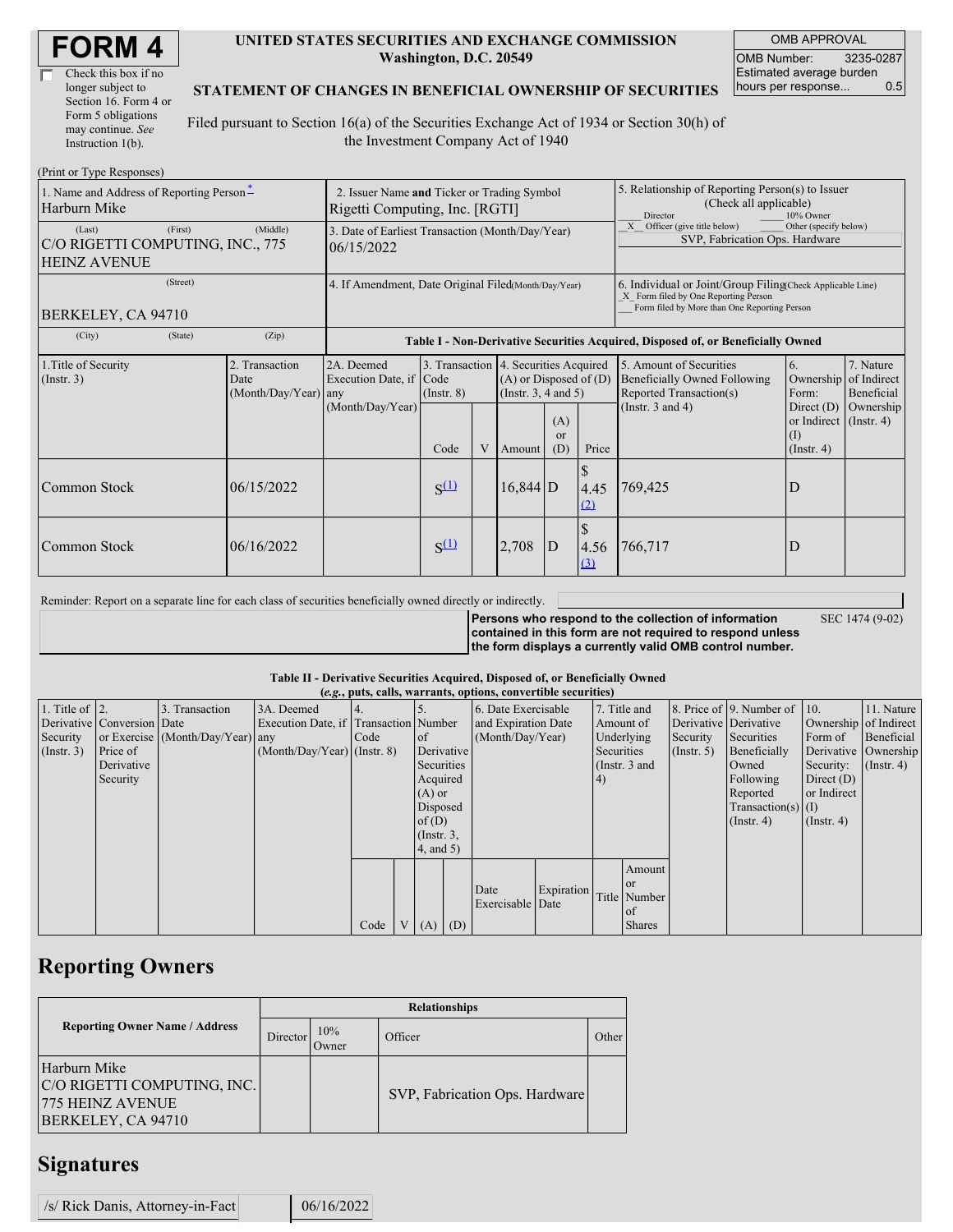# FORM 4

☐ Check this box if no longer subject to Section 16. Form 4 or Form 5 obligations may continue. *See* Instruction 1(b).

**UNITED STATES SECURITIES AND EXCHANGE COMMISSION**
**Washington, D.C. 20549**

**STATEMENT OF CHANGES IN BENEFICIAL OWNERSHIP OF SECURITIES**

Filed pursuant to Section 16(a) of the Securities Exchange Act of 1934 or Section 30(h) of the Investment Company Act of 1940

| OMB APPROVAL | |
|---|---|
| OMB Number: | 3235-0287 |
| Estimated average burden hours per response... | 0.5 |

(Print or Type Responses)

| 1. Name and Address of Reporting Person * | 2. Issuer Name and Ticker or Trading Symbol | 5. Relationship of Reporting Person(s) to Issuer (Check all applicable) |
|---|---|---|
| Harburn Mike | Rigetti Computing, Inc. [RGTI] | ___ Director ___ 10% Owner _X_ Officer (give title below) ___ Other (specify below) |
| (Last) (First) (Middle) C/O RIGETTI COMPUTING, INC., 775 HEINZ AVENUE | 3. Date of Earliest Transaction (Month/Day/Year) 06/15/2022 | SVP, Fabrication Ops. Hardware |
| (Street) BERKELEY, CA 94710 | 4. If Amendment, Date Original Filed (Month/Day/Year) | 6. Individual or Joint/Group Filing (Check Applicable Line) _X_ Form filed by One Reporting Person ___ Form filed by More than One Reporting Person |
| (City) (State) (Zip) | | |

**Table I - Non-Derivative Securities Acquired, Disposed of, or Beneficially Owned**

| 1.Title of Security (Instr. 3) | 2. Transaction Date (Month/Day/Year) | 2A. Deemed Execution Date, if any (Month/Day/Year) | 3. Transaction Code (Instr. 8) | | 4. Securities Acquired (A) or Disposed of (D) (Instr. 3, 4 and 5) | | | 5. Amount of Securities Beneficially Owned Following Reported Transaction(s) (Instr. 3 and 4) | 6. Ownership Form: Direct (D) or Indirect (I) (Instr. 4) | 7. Nature of Indirect Beneficial Ownership (Instr. 4) |
|---|---|---|---|---|---|---|---|---|---|---|
| | | | Code | V | Amount | (A) or (D) | Price | | | |
| Common Stock | 06/15/2022 | | S (1) | | 16,844 | D | $ 4.45 (2) | 769,425 | D | |
| Common Stock | 06/16/2022 | | S (1) | | 2,708 | D | $ 4.56 (3) | 766,717 | D | |

Reminder: Report on a separate line for each class of securities beneficially owned directly or indirectly.

**Persons who respond to the collection of information contained in this form are not required to respond unless the form displays a currently valid OMB control number.** SEC 1474 (9-02)

**Table II - Derivative Securities Acquired, Disposed of, or Beneficially Owned**
***(e.g., puts, calls, warrants, options, convertible securities)***

| 1. Title of Derivative Security (Instr. 3) | 2. Conversion or Exercise Price of Derivative Security | 3. Transaction Date (Month/Day/Year) | 3A. Deemed Execution Date, if any (Month/Day/Year) | 4. Transaction Code (Instr. 8) | | 5. Number of Derivative Securities Acquired (A) or Disposed of (D) (Instr. 3, 4, and 5) | | 6. Date Exercisable and Expiration Date (Month/Day/Year) | | 7. Title and Amount of Underlying Securities (Instr. 3 and 4) | | 8. Price of Derivative Security (Instr. 5) | 9. Number of Derivative Securities Beneficially Owned Following Reported Transaction(s) (Instr. 4) | 10. Ownership Form of Derivative Security: Direct (D) or Indirect (I) (Instr. 4) | 11. Nature of Indirect Beneficial Ownership (Instr. 4) |
|---|---|---|---|---|---|---|---|---|---|---|---|---|---|---|---|
| | | | | Code | V | (A) | (D) | Date Exercisable | Expiration Date | Title | Amount or Number of Shares | | | | |

## Reporting Owners

| Reporting Owner Name / Address | Relationships | | | |
|---|---|---|---|---|
| | Director | 10% Owner | Officer | Other |
| Harburn Mike C/O RIGETTI COMPUTING, INC. 775 HEINZ AVENUE BERKELEY, CA 94710 | | | SVP, Fabrication Ops. Hardware | |

## Signatures

| /s/ Rick Danis, Attorney-in-Fact | 06/16/2022 |
|---|---|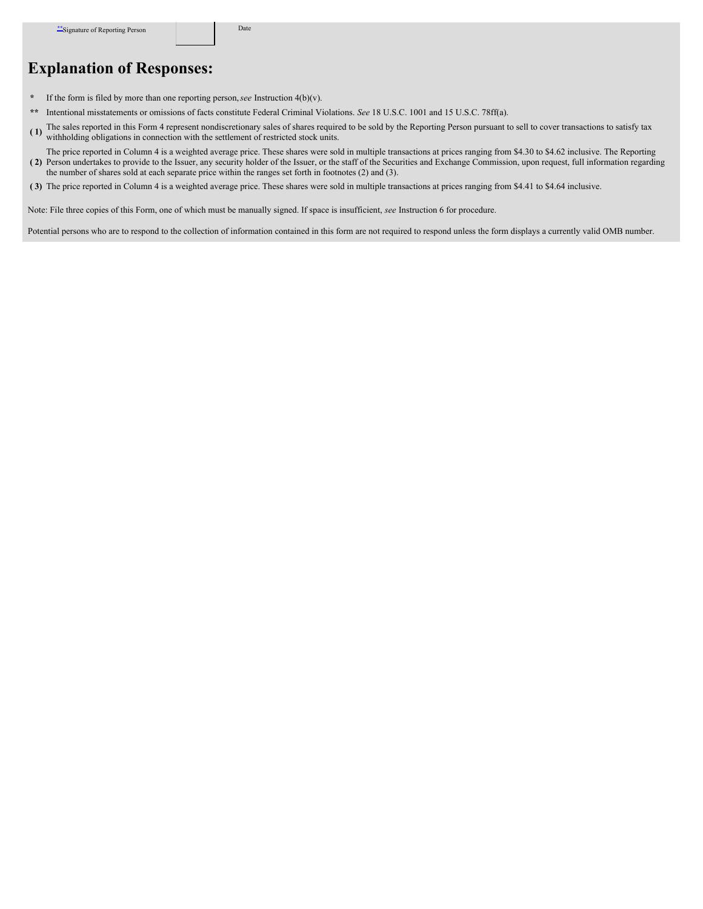| **Signature of Reporting Person | | Date |
|---|---|---|

## Explanation of Responses:

| | |
|---|---|
| * | If the form is filed by more than one reporting person, *see* Instruction 4(b)(v). |
| ** | Intentional misstatements or omissions of facts constitute Federal Criminal Violations. *See* 18 U.S.C. 1001 and 15 U.S.C. 78ff(a). |
| **( 1)** | The sales reported in this Form 4 represent nondiscretionary sales of shares required to be sold by the Reporting Person pursuant to sell to cover transactions to satisfy tax withholding obligations in connection with the settlement of restricted stock units. |
| **( 2)** | The price reported in Column 4 is a weighted average price. These shares were sold in multiple transactions at prices ranging from $4.30 to $4.62 inclusive. The Reporting Person undertakes to provide to the Issuer, any security holder of the Issuer, or the staff of the Securities and Exchange Commission, upon request, full information regarding the number of shares sold at each separate price within the ranges set forth in footnotes (2) and (3). |
| **( 3)** | The price reported in Column 4 is a weighted average price. These shares were sold in multiple transactions at prices ranging from $4.41 to $4.64 inclusive. |

Note: File three copies of this Form, one of which must be manually signed. If space is insufficient, *see* Instruction 6 for procedure.

Potential persons who are to respond to the collection of information contained in this form are not required to respond unless the form displays a currently valid OMB number.